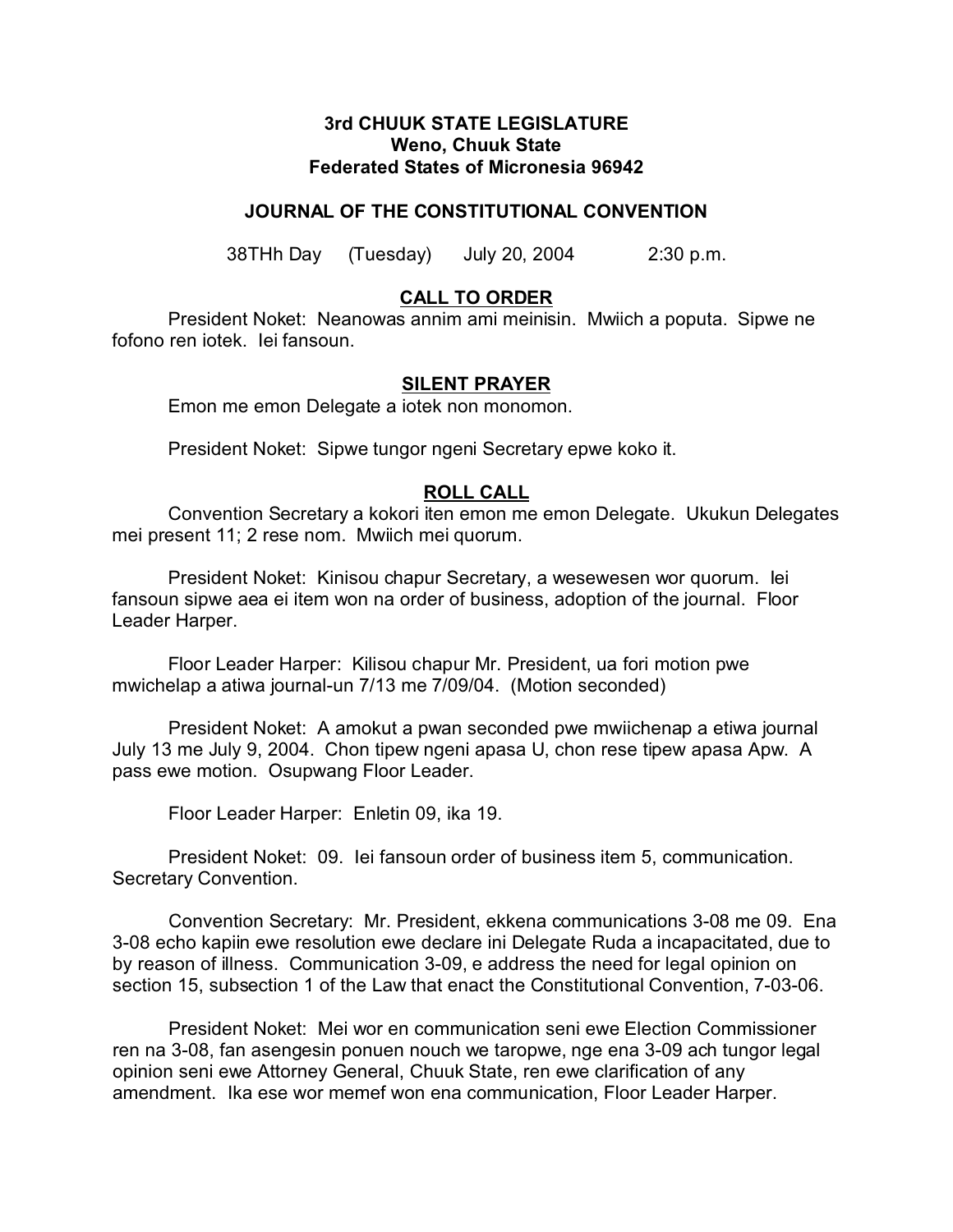**3rd CHUUK STATE LEGISLATURE**
**Weno, Chuuk State**
**Federated States of Micronesia 96942**

**JOURNAL OF THE CONSTITUTIONAL CONVENTION**

38THh Day (Tuesday) July 20, 2004 2:30 p.m.

## CALL TO ORDER

President Noket: Neanowas annim ami meinisin. Mwiich a poputa. Sipwe ne fofono ren iotek. Iei fansoun.

## SILENT PRAYER

Emon me emon Delegate a iotek non monomon.

President Noket: Sipwe tungor ngeni Secretary epwe koko it.

## ROLL CALL

Convention Secretary a kokori iten emon me emon Delegate. Ukukun Delegates mei present 11; 2 rese nom. Mwiich mei quorum.

President Noket: Kinisou chapur Secretary, a wesewesen wor quorum. Iei fansoun sipwe aea ei item won na order of business, adoption of the journal. Floor Leader Harper.

Floor Leader Harper: Kilisou chapur Mr. President, ua fori motion pwe mwichelap a atiwa journal-un 7/13 me 7/09/04. (Motion seconded)

President Noket: A amokut a pwan seconded pwe mwiichenap a etiwa journal July 13 me July 9, 2004. Chon tipew ngeni apasa U, chon rese tipew apasa Apw. A pass ewe motion. Osupwang Floor Leader.

Floor Leader Harper: Enletin 09, ika 19.

President Noket: 09. Iei fansoun order of business item 5, communication. Secretary Convention.

Convention Secretary: Mr. President, ekkena communications 3-08 me 09. Ena 3-08 echo kapiin ewe resolution ewe declare ini Delegate Ruda a incapacitated, due to by reason of illness. Communication 3-09, e address the need for legal opinion on section 15, subsection 1 of the Law that enact the Constitutional Convention, 7-03-06.

President Noket: Mei wor en communication seni ewe Election Commissioner ren na 3-08, fan asengesin ponuen nouch we taropwe, nge ena 3-09 ach tungor legal opinion seni ewe Attorney General, Chuuk State, ren ewe clarification of any amendment. Ika ese wor memef won ena communication, Floor Leader Harper.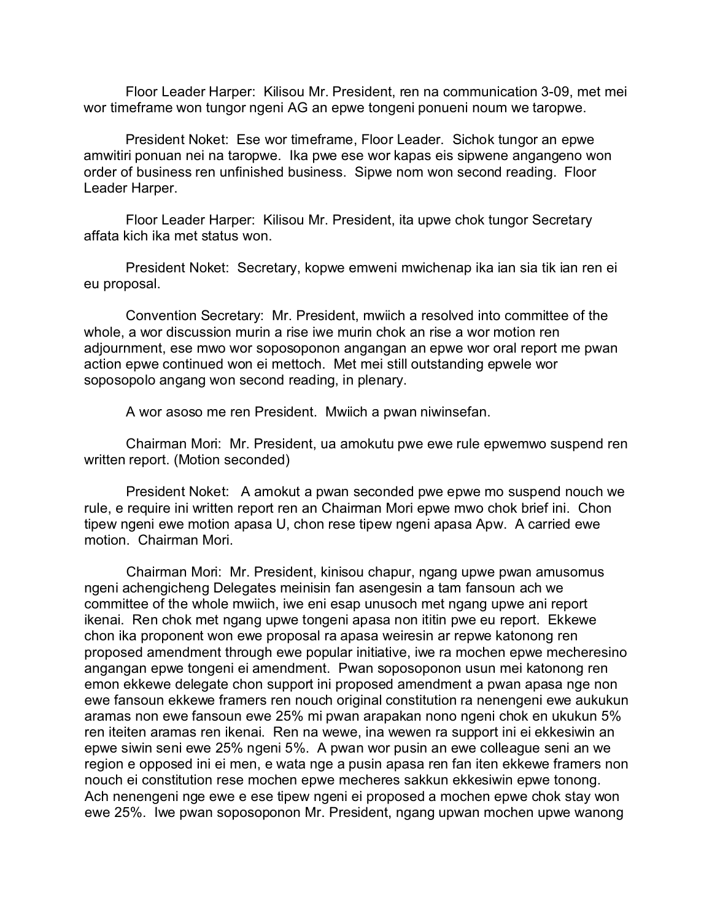Floor Leader Harper: Kilisou Mr. President, ren na communication 3-09, met mei wor timeframe won tungor ngeni AG an epwe tongeni ponueni noum we taropwe.

President Noket: Ese wor timeframe, Floor Leader. Sichok tungor an epwe amwitiri ponuan nei na taropwe. Ika pwe ese wor kapas eis sipwene angangeno won order of business ren unfinished business. Sipwe nom won second reading. Floor Leader Harper.

Floor Leader Harper: Kilisou Mr. President, ita upwe chok tungor Secretary affata kich ika met status won.

President Noket: Secretary, kopwe emweni mwichenap ika ian sia tik ian ren ei eu proposal.

Convention Secretary: Mr. President, mwiich a resolved into committee of the whole, a wor discussion murin a rise iwe murin chok an rise a wor motion ren adjournment, ese mwo wor soposoponon angangan an epwe wor oral report me pwan action epwe continued won ei mettoch. Met mei still outstanding epwele wor soposopolo angang won second reading, in plenary.

A wor asoso me ren President. Mwiich a pwan niwinsefan.

Chairman Mori: Mr. President, ua amokutu pwe ewe rule epwemwo suspend ren written report. (Motion seconded)

President Noket: A amokut a pwan seconded pwe epwe mo suspend nouch we rule, e require ini written report ren an Chairman Mori epwe mwo chok brief ini. Chon tipew ngeni ewe motion apasa U, chon rese tipew ngeni apasa Apw. A carried ewe motion. Chairman Mori.

Chairman Mori: Mr. President, kinisou chapur, ngang upwe pwan amusomus ngeni achengicheng Delegates meinisin fan asengesin a tam fansoun ach we committee of the whole mwiich, iwe eni esap unusoch met ngang upwe ani report ikenai. Ren chok met ngang upwe tongeni apasa non ititin pwe eu report. Ekkewe chon ika proponent won ewe proposal ra apasa weiresin ar repwe katonong ren proposed amendment through ewe popular initiative, iwe ra mochen epwe mecheresino angangan epwe tongeni ei amendment. Pwan soposoponon usun mei katonong ren emon ekkewe delegate chon support ini proposed amendment a pwan apasa nge non ewe fansoun ekkewe framers ren nouch original constitution ra nenengeni ewe aukukun aramas non ewe fansoun ewe 25% mi pwan arapakan nono ngeni chok en ukukun 5% ren iteiten aramas ren ikenai. Ren na wewe, ina wewen ra support ini ei ekkesiwin an epwe siwin seni ewe 25% ngeni 5%. A pwan wor pusin an ewe colleague seni an we region e opposed ini ei men, e wata nge a pusin apasa ren fan iten ekkewe framers non nouch ei constitution rese mochen epwe mecheres sakkun ekkesiwin epwe tonong. Ach nenengeni nge ewe e ese tipew ngeni ei proposed a mochen epwe chok stay won ewe 25%. Iwe pwan soposoponon Mr. President, ngang upwan mochen upwe wanong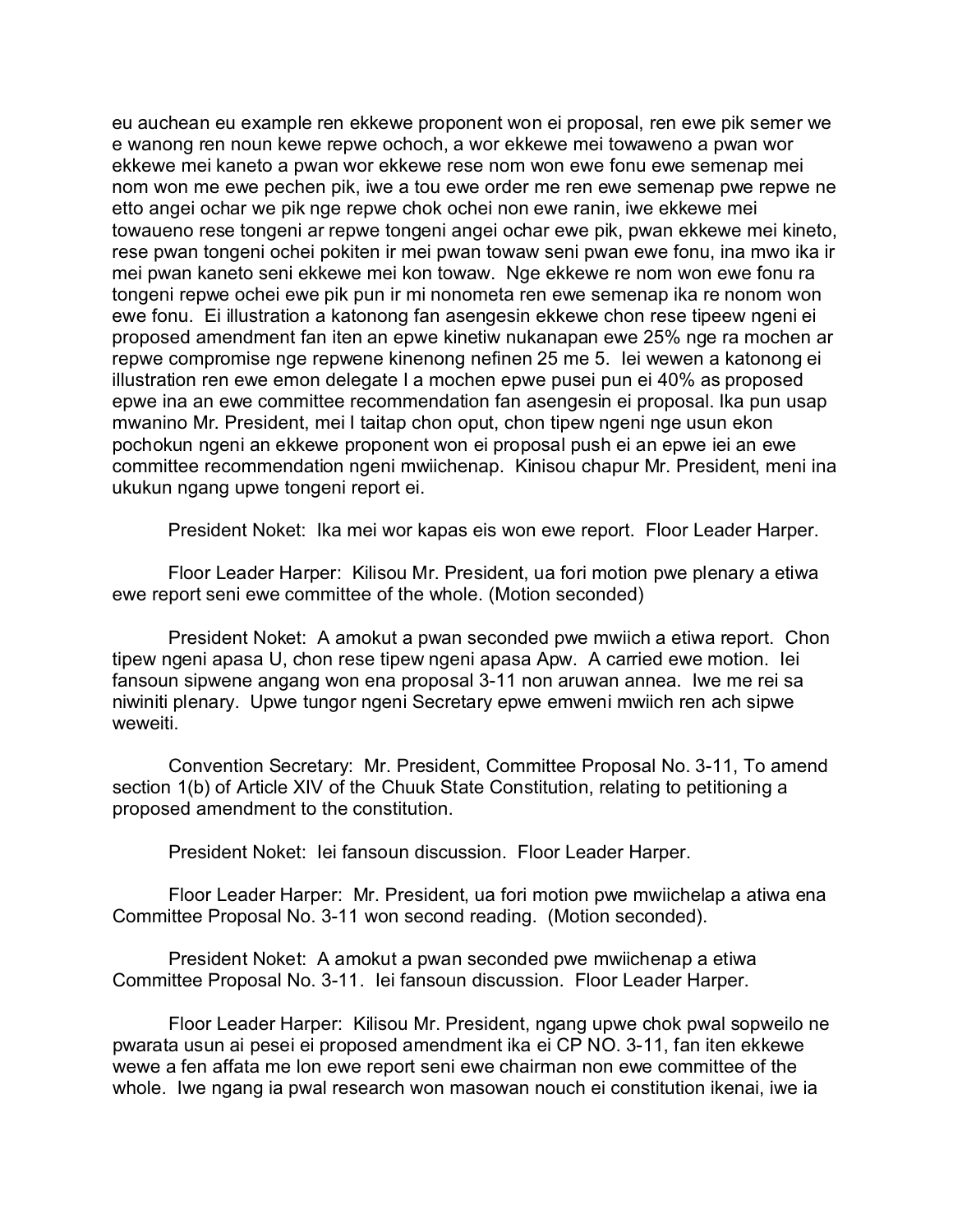eu auchean eu example ren ekkewe proponent won ei proposal, ren ewe pik semer we e wanong ren noun kewe repwe ochoch, a wor ekkewe mei towaweno a pwan wor ekkewe mei kaneto a pwan wor ekkewe rese nom won ewe fonu ewe semenap mei nom won me ewe pechen pik, iwe a tou ewe order me ren ewe semenap pwe repwe ne etto angei ochar we pik nge repwe chok ochei non ewe ranin, iwe ekkewe mei towaueno rese tongeni ar repwe tongeni angei ochar ewe pik, pwan ekkewe mei kineto, rese pwan tongeni ochei pokiten ir mei pwan towaw seni pwan ewe fonu, ina mwo ika ir mei pwan kaneto seni ekkewe mei kon towaw. Nge ekkewe re nom won ewe fonu ra tongeni repwe ochei ewe pik pun ir mi nonometa ren ewe semenap ika re nonom won ewe fonu. Ei illustration a katonong fan asengesin ekkewe chon rese tipeew ngeni ei proposed amendment fan iten an epwe kinetiw nukanapan ewe 25% nge ra mochen ar repwe compromise nge repwene kinenong nefinen 25 me 5. Iei wewen a katonong ei illustration ren ewe emon delegate I a mochen epwe pusei pun ei 40% as proposed epwe ina an ewe committee recommendation fan asengesin ei proposal. Ika pun usap mwanino Mr. President, mei I taitap chon oput, chon tipew ngeni nge usun ekon pochokun ngeni an ekkewe proponent won ei proposal push ei an epwe iei an ewe committee recommendation ngeni mwiichenap. Kinisou chapur Mr. President, meni ina ukukun ngang upwe tongeni report ei.

President Noket: Ika mei wor kapas eis won ewe report. Floor Leader Harper.

Floor Leader Harper: Kilisou Mr. President, ua fori motion pwe plenary a etiwa ewe report seni ewe committee of the whole. (Motion seconded)

President Noket: A amokut a pwan seconded pwe mwiich a etiwa report. Chon tipew ngeni apasa U, chon rese tipew ngeni apasa Apw. A carried ewe motion. Iei fansoun sipwene angang won ena proposal 3-11 non aruwan annea. Iwe me rei sa niwiniti plenary. Upwe tungor ngeni Secretary epwe emweni mwiich ren ach sipwe weweiti.

Convention Secretary: Mr. President, Committee Proposal No. 3-11, To amend section 1(b) of Article XIV of the Chuuk State Constitution, relating to petitioning a proposed amendment to the constitution.

President Noket: Iei fansoun discussion. Floor Leader Harper.

Floor Leader Harper: Mr. President, ua fori motion pwe mwiichelap a atiwa ena Committee Proposal No. 3-11 won second reading. (Motion seconded).

President Noket: A amokut a pwan seconded pwe mwiichenap a etiwa Committee Proposal No. 3-11. Iei fansoun discussion. Floor Leader Harper.

Floor Leader Harper: Kilisou Mr. President, ngang upwe chok pwal sopweilo ne pwarata usun ai pesei ei proposed amendment ika ei CP NO. 3-11, fan iten ekkewe wewe a fen affata me lon ewe report seni ewe chairman non ewe committee of the whole. Iwe ngang ia pwal research won masowan nouch ei constitution ikenai, iwe ia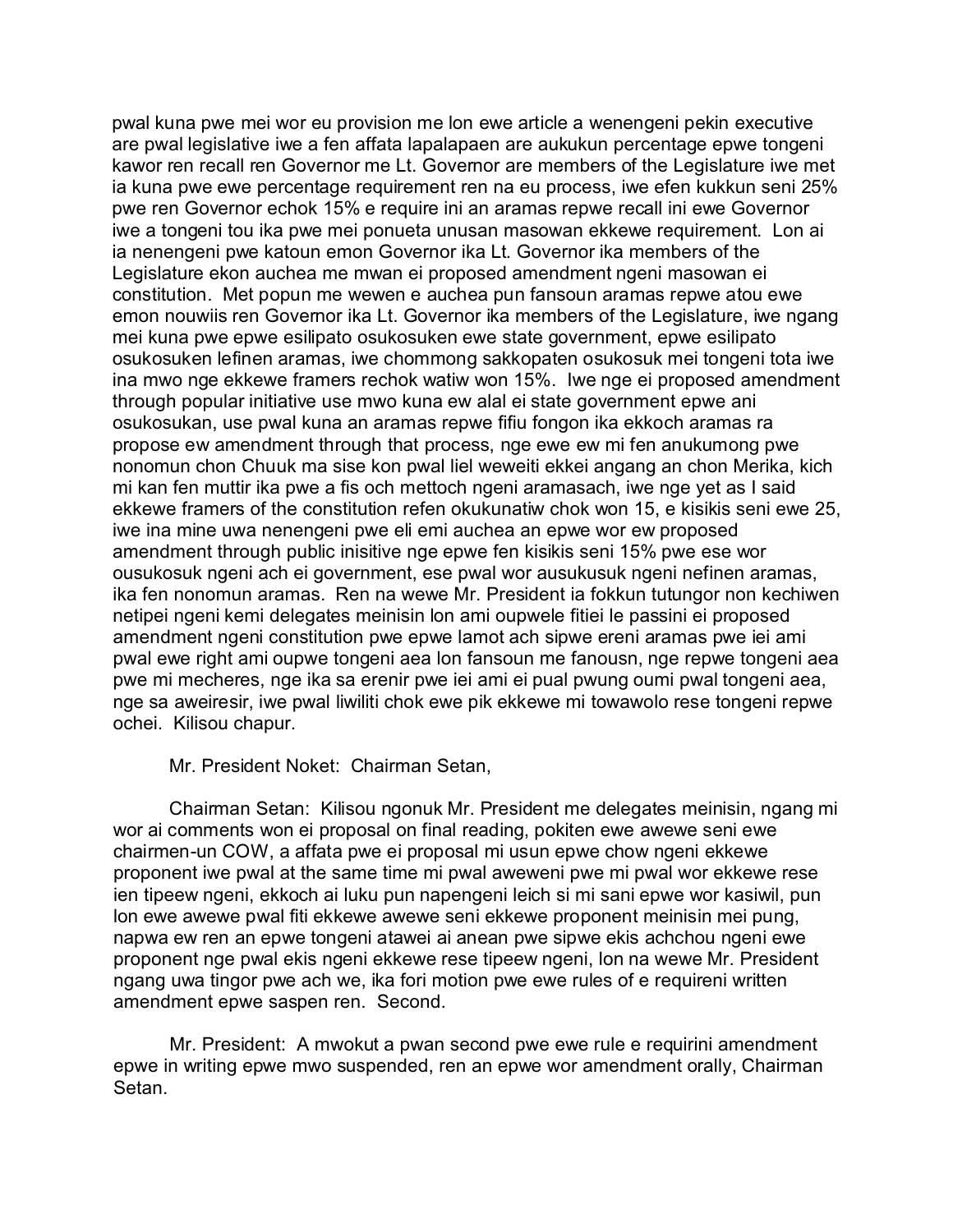pwal kuna pwe mei wor eu provision me lon ewe article a wenengeni pekin executive are pwal legislative iwe a fen affata lapalapaen are aukukun percentage epwe tongeni kawor ren recall ren Governor me Lt. Governor are members of the Legislature iwe met ia kuna pwe ewe percentage requirement ren na eu process, iwe efen kukkun seni 25% pwe ren Governor echok 15% e require ini an aramas repwe recall ini ewe Governor iwe a tongeni tou ika pwe mei ponueta unusan masowan ekkewe requirement. Lon ai ia nenengeni pwe katoun emon Governor ika Lt. Governor ika members of the Legislature ekon auchea me mwan ei proposed amendment ngeni masowan ei constitution. Met popun me wewen e auchea pun fansoun aramas repwe atou ewe emon nouwiis ren Governor ika Lt. Governor ika members of the Legislature, iwe ngang mei kuna pwe epwe esilipato osukosuken ewe state government, epwe esilipato osukosuken lefinen aramas, iwe chommong sakkopaten osukosuk mei tongeni tota iwe ina mwo nge ekkewe framers rechok watiw won 15%. Iwe nge ei proposed amendment through popular initiative use mwo kuna ew alal ei state government epwe ani osukosukan, use pwal kuna an aramas repwe fifiu fongon ika ekkoch aramas ra propose ew amendment through that process, nge ewe ew mi fen anukumong pwe nonomun chon Chuuk ma sise kon pwal liel weweiti ekkei angang an chon Merika, kich mi kan fen muttir ika pwe a fis och mettoch ngeni aramasach, iwe nge yet as I said ekkewe framers of the constitution refen okukunatiw chok won 15, e kisikis seni ewe 25, iwe ina mine uwa nenengeni pwe eli emi auchea an epwe wor ew proposed amendment through public inisitive nge epwe fen kisikis seni 15% pwe ese wor ousukosuk ngeni ach ei government, ese pwal wor ausukusuk ngeni nefinen aramas, ika fen nonomun aramas. Ren na wewe Mr. President ia fokkun tutungor non kechiwen netipei ngeni kemi delegates meinisin lon ami oupwele fitiei le passini ei proposed amendment ngeni constitution pwe epwe lamot ach sipwe ereni aramas pwe iei ami pwal ewe right ami oupwe tongeni aea lon fansoun me fanousn, nge repwe tongeni aea pwe mi mecheres, nge ika sa erenir pwe iei ami ei pual pwung oumi pwal tongeni aea, nge sa aweiresir, iwe pwal liwiliti chok ewe pik ekkewe mi towawolo rese tongeni repwe ochei. Kilisou chapur.

Mr. President Noket: Chairman Setan,

Chairman Setan: Kilisou ngonuk Mr. President me delegates meinisin, ngang mi wor ai comments won ei proposal on final reading, pokiten ewe awewe seni ewe chairmen-un COW, a affata pwe ei proposal mi usun epwe chow ngeni ekkewe proponent iwe pwal at the same time mi pwal aweweni pwe mi pwal wor ekkewe rese ien tipeew ngeni, ekkoch ai luku pun napengeni leich si mi sani epwe wor kasiwil, pun lon ewe awewe pwal fiti ekkewe awewe seni ekkewe proponent meinisin mei pung, napwa ew ren an epwe tongeni atawei ai anean pwe sipwe ekis achchou ngeni ewe proponent nge pwal ekis ngeni ekkewe rese tipeew ngeni, lon na wewe Mr. President ngang uwa tingor pwe ach we, ika fori motion pwe ewe rules of e requireni written amendment epwe saspen ren. Second.

Mr. President: A mwokut a pwan second pwe ewe rule e requirini amendment epwe in writing epwe mwo suspended, ren an epwe wor amendment orally, Chairman Setan.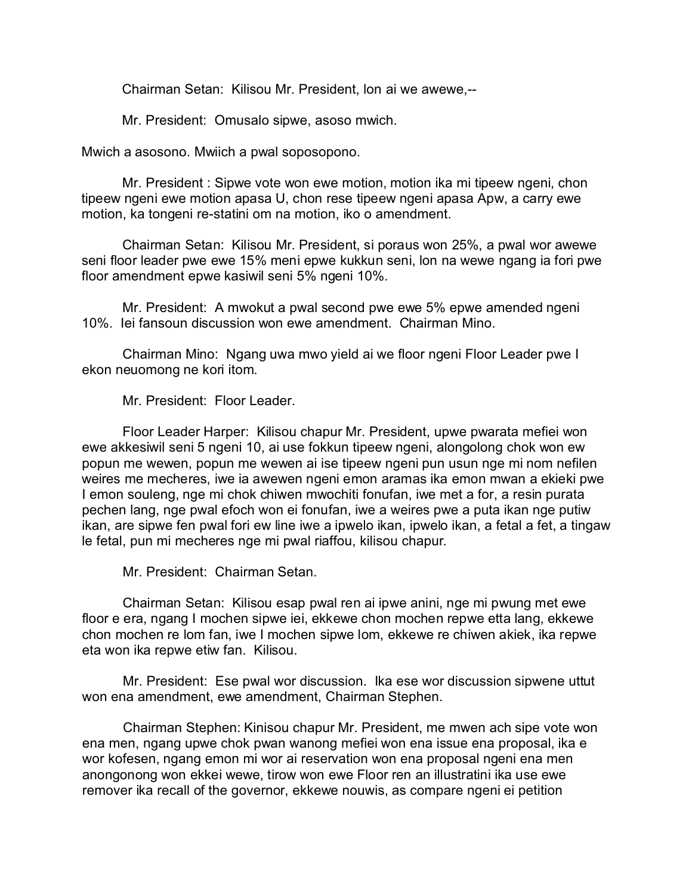Chairman Setan: Kilisou Mr. President, lon ai we awewe,--

Mr. President: Omusalo sipwe, asoso mwich.

Mwich a asosono. Mwiich a pwal soposopono.

Mr. President : Sipwe vote won ewe motion, motion ika mi tipeew ngeni, chon tipeew ngeni ewe motion apasa U, chon rese tipeew ngeni apasa Apw, a carry ewe motion, ka tongeni re-statini om na motion, iko o amendment.

Chairman Setan: Kilisou Mr. President, si poraus won 25%, a pwal wor awewe seni floor leader pwe ewe 15% meni epwe kukkun seni, lon na wewe ngang ia fori pwe floor amendment epwe kasiwil seni 5% ngeni 10%.

Mr. President: A mwokut a pwal second pwe ewe 5% epwe amended ngeni 10%. Iei fansoun discussion won ewe amendment. Chairman Mino.

Chairman Mino: Ngang uwa mwo yield ai we floor ngeni Floor Leader pwe I ekon neuomong ne kori itom.

Mr. President: Floor Leader.

Floor Leader Harper: Kilisou chapur Mr. President, upwe pwarata mefiei won ewe akkesiwil seni 5 ngeni 10, ai use fokkun tipeew ngeni, alongolong chok won ew popun me wewen, popun me wewen ai ise tipeew ngeni pun usun nge mi nom nefilen weires me mecheres, iwe ia awewen ngeni emon aramas ika emon mwan a ekieki pwe I emon souleng, nge mi chok chiwen mwochiti fonufan, iwe met a for, a resin purata pechen lang, nge pwal efoch won ei fonufan, iwe a weires pwe a puta ikan nge putiw ikan, are sipwe fen pwal fori ew line iwe a ipwelo ikan, ipwelo ikan, a fetal a fet, a tingaw le fetal, pun mi mecheres nge mi pwal riaffou, kilisou chapur.

Mr. President: Chairman Setan.

Chairman Setan: Kilisou esap pwal ren ai ipwe anini, nge mi pwung met ewe floor e era, ngang I mochen sipwe iei, ekkewe chon mochen repwe etta lang, ekkewe chon mochen re lom fan, iwe I mochen sipwe lom, ekkewe re chiwen akiek, ika repwe eta won ika repwe etiw fan. Kilisou.

Mr. President: Ese pwal wor discussion. Ika ese wor discussion sipwene uttut won ena amendment, ewe amendment, Chairman Stephen.

Chairman Stephen: Kinisou chapur Mr. President, me mwen ach sipe vote won ena men, ngang upwe chok pwan wanong mefiei won ena issue ena proposal, ika e wor kofesen, ngang emon mi wor ai reservation won ena proposal ngeni ena men anongonong won ekkei wewe, tirow won ewe Floor ren an illustratini ika use ewe remover ika recall of the governor, ekkewe nouwis, as compare ngeni ei petition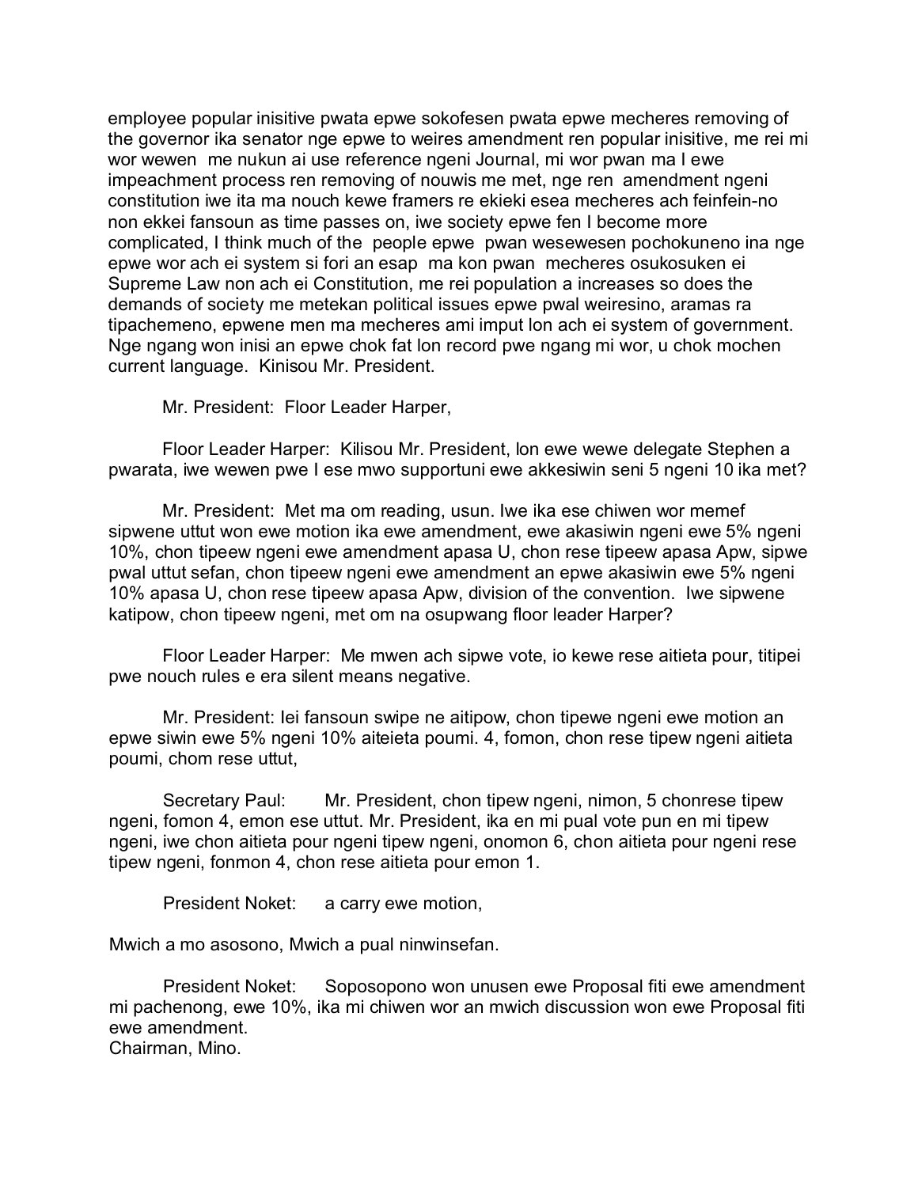employee popular inisitive pwata epwe sokofesen pwata epwe mecheres removing of the governor ika senator nge epwe to weires amendment ren popular inisitive, me rei mi wor wewen me nukun ai use reference ngeni Journal, mi wor pwan ma I ewe impeachment process ren removing of nouwis me met, nge ren amendment ngeni constitution iwe ita ma nouch kewe framers re ekieki esea mecheres ach feinfein-no non ekkei fansoun as time passes on, iwe society epwe fen I become more complicated, I think much of the people epwe pwan wesewesen pochokuneno ina nge epwe wor ach ei system si fori an esap ma kon pwan mecheres osukosuken ei Supreme Law non ach ei Constitution, me rei population a increases so does the demands of society me metekan political issues epwe pwal weiresino, aramas ra tipachemeno, epwene men ma mecheres ami imput lon ach ei system of government. Nge ngang won inisi an epwe chok fat lon record pwe ngang mi wor, u chok mochen current language. Kinisou Mr. President.

Mr. President: Floor Leader Harper,

Floor Leader Harper: Kilisou Mr. President, lon ewe wewe delegate Stephen a pwarata, iwe wewen pwe I ese mwo supportuni ewe akkesiwin seni 5 ngeni 10 ika met?

Mr. President: Met ma om reading, usun. Iwe ika ese chiwen wor memef sipwene uttut won ewe motion ika ewe amendment, ewe akasiwin ngeni ewe 5% ngeni 10%, chon tipeew ngeni ewe amendment apasa U, chon rese tipeew apasa Apw, sipwe pwal uttut sefan, chon tipeew ngeni ewe amendment an epwe akasiwin ewe 5% ngeni 10% apasa U, chon rese tipeew apasa Apw, division of the convention. Iwe sipwene katipow, chon tipeew ngeni, met om na osupwang floor leader Harper?

Floor Leader Harper: Me mwen ach sipwe vote, io kewe rese aitieta pour, titipei pwe nouch rules e era silent means negative.

Mr. President: Iei fansoun swipe ne aitipow, chon tipewe ngeni ewe motion an epwe siwin ewe 5% ngeni 10% aiteieta poumi. 4, fomon, chon rese tipew ngeni aitieta poumi, chom rese uttut,

Secretary Paul: Mr. President, chon tipew ngeni, nimon, 5 chonrese tipew ngeni, fomon 4, emon ese uttut. Mr. President, ika en mi pual vote pun en mi tipew ngeni, iwe chon aitieta pour ngeni tipew ngeni, onomon 6, chon aitieta pour ngeni rese tipew ngeni, fonmon 4, chon rese aitieta pour emon 1.

President Noket: a carry ewe motion,

Mwich a mo asosono, Mwich a pual ninwinsefan.

President Noket: Soposopono won unusen ewe Proposal fiti ewe amendment mi pachenong, ewe 10%, ika mi chiwen wor an mwich discussion won ewe Proposal fiti ewe amendment.
Chairman, Mino.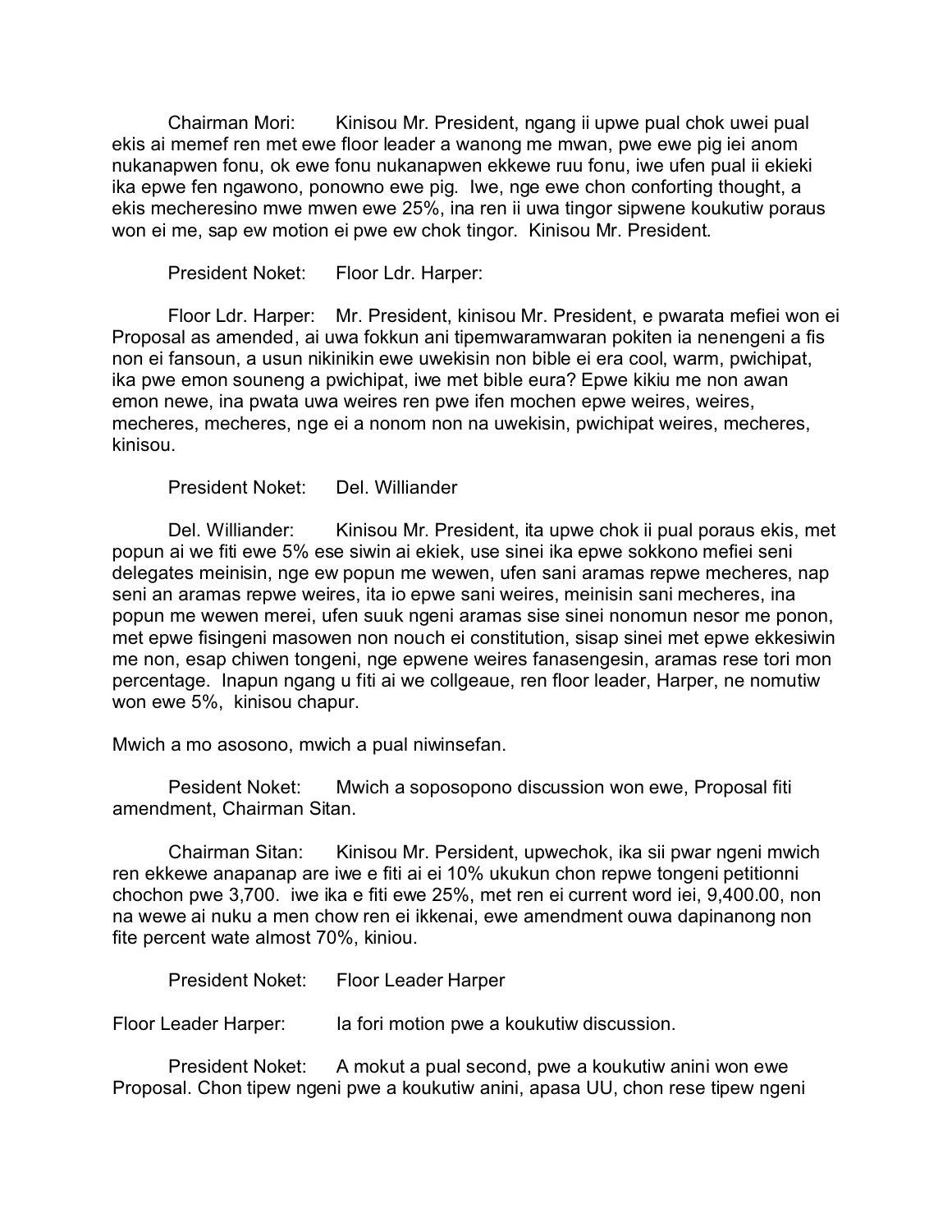Chairman Mori: Kinisou Mr. President, ngang ii upwe pual chok uwei pual ekis ai memef ren met ewe floor leader a wanong me mwan, pwe ewe pig iei anom nukanapwen fonu, ok ewe fonu nukanapwen ekkewe ruu fonu, iwe ufen pual ii ekieki ika epwe fen ngawono, ponowno ewe pig. Iwe, nge ewe chon conforting thought, a ekis mecheresino mwe mwen ewe 25%, ina ren ii uwa tingor sipwene koukutiw poraus won ei me, sap ew motion ei pwe ew chok tingor. Kinisou Mr. President.

President Noket: Floor Ldr. Harper:

Floor Ldr. Harper: Mr. President, kinisou Mr. President, e pwarata mefiei won ei Proposal as amended, ai uwa fokkun ani tipemwaramwaran pokiten ia nenengeni a fis non ei fansoun, a usun nikinikin ewe uwekisin non bible ei era cool, warm, pwichipat, ika pwe emon souneng a pwichipat, iwe met bible eura? Epwe kikiu me non awan emon newe, ina pwata uwa weires ren pwe ifen mochen epwe weires, weires, mecheres, mecheres, nge ei a nonom non na uwekisin, pwichipat weires, mecheres, kinisou.

President Noket: Del. Williander

Del. Williander: Kinisou Mr. President, ita upwe chok ii pual poraus ekis, met popun ai we fiti ewe 5% ese siwin ai ekiek, use sinei ika epwe sokkono mefiei seni delegates meinisin, nge ew popun me wewen, ufen sani aramas repwe mecheres, nap seni an aramas repwe weires, ita io epwe sani weires, meinisin sani mecheres, ina popun me wewen merei, ufen suuk ngeni aramas sise sinei nonomun nesor me ponon, met epwe fisingeni masowen non nouch ei constitution, sisap sinei met epwe ekkesiwin me non, esap chiwen tongeni, nge epwene weires fanasengesin, aramas rese tori mon percentage. Inapun ngang u fiti ai we collgeaue, ren floor leader, Harper, ne nomutiw won ewe 5%, kinisou chapur.

Mwich a mo asosono, mwich a pual niwinsefan.

Pesident Noket: Mwich a soposopono discussion won ewe, Proposal fiti amendment, Chairman Sitan.

Chairman Sitan: Kinisou Mr. Persident, upwechok, ika sii pwar ngeni mwich ren ekkewe anapanap are iwe e fiti ai ei 10% ukukun chon repwe tongeni petitionni chochon pwe 3,700. iwe ika e fiti ewe 25%, met ren ei current word iei, 9,400.00, non na wewe ai nuku a men chow ren ei ikkenai, ewe amendment ouwa dapinanong non fite percent wate almost 70%, kiniou.

President Noket: Floor Leader Harper

Floor Leader Harper: Ia fori motion pwe a koukutiw discussion.

President Noket: A mokut a pual second, pwe a koukutiw anini won ewe Proposal. Chon tipew ngeni pwe a koukutiw anini, apasa UU, chon rese tipew ngeni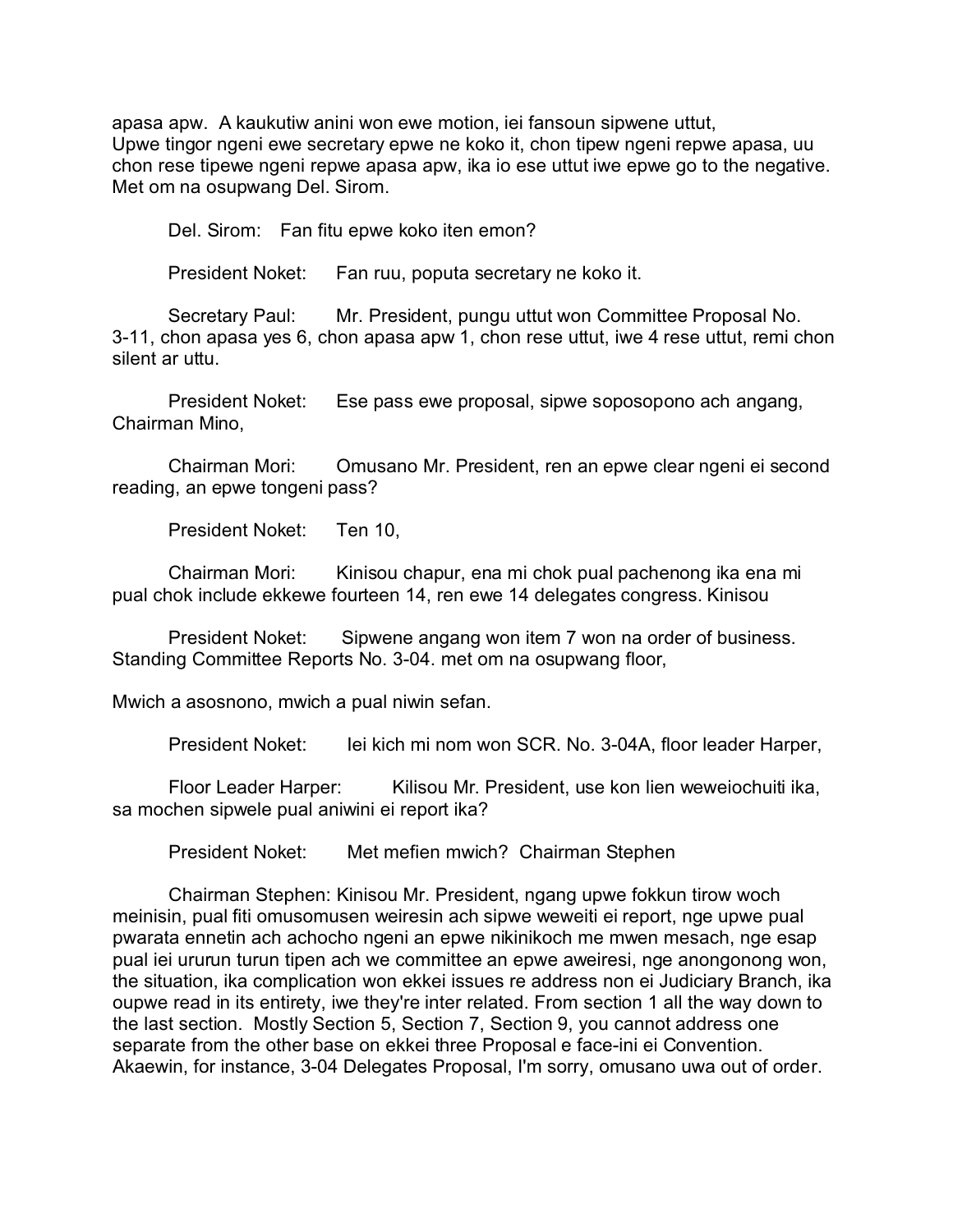apasa apw. A kaukutiw anini won ewe motion, iei fansoun sipwene uttut,
Upwe tingor ngeni ewe secretary epwe ne koko it, chon tipew ngeni repwe apasa, uu chon rese tipewe ngeni repwe apasa apw, ika io ese uttut iwe epwe go to the negative. Met om na osupwang Del. Sirom.

Del. Sirom: Fan fitu epwe koko iten emon?

President Noket: Fan ruu, poputa secretary ne koko it.

Secretary Paul: Mr. President, pungu uttut won Committee Proposal No. 3-11, chon apasa yes 6, chon apasa apw 1, chon rese uttut, iwe 4 rese uttut, remi chon silent ar uttu.

President Noket: Ese pass ewe proposal, sipwe soposopono ach angang, Chairman Mino,

Chairman Mori: Omusano Mr. President, ren an epwe clear ngeni ei second reading, an epwe tongeni pass?

President Noket: Ten 10,

Chairman Mori: Kinisou chapur, ena mi chok pual pachenong ika ena mi pual chok include ekkewe fourteen 14, ren ewe 14 delegates congress. Kinisou

President Noket: Sipwene angang won item 7 won na order of business. Standing Committee Reports No. 3-04. met om na osupwang floor,

Mwich a asosnono, mwich a pual niwin sefan.

President Noket: Iei kich mi nom won SCR. No. 3-04A, floor leader Harper,

Floor Leader Harper: Kilisou Mr. President, use kon lien weweiochuiti ika, sa mochen sipwele pual aniwini ei report ika?

President Noket: Met mefien mwich? Chairman Stephen

Chairman Stephen: Kinisou Mr. President, ngang upwe fokkun tirow woch meinisin, pual fiti omusomusen weiresin ach sipwe weweiti ei report, nge upwe pual pwarata ennetin ach achocho ngeni an epwe nikinikoch me mwen mesach, nge esap pual iei ururun turun tipen ach we committee an epwe aweiresi, nge anongonong won, the situation, ika complication won ekkei issues re address non ei Judiciary Branch, ika oupwe read in its entirety, iwe they're inter related. From section 1 all the way down to the last section. Mostly Section 5, Section 7, Section 9, you cannot address one separate from the other base on ekkei three Proposal e face-ini ei Convention. Akaewin, for instance, 3-04 Delegates Proposal, I'm sorry, omusano uwa out of order.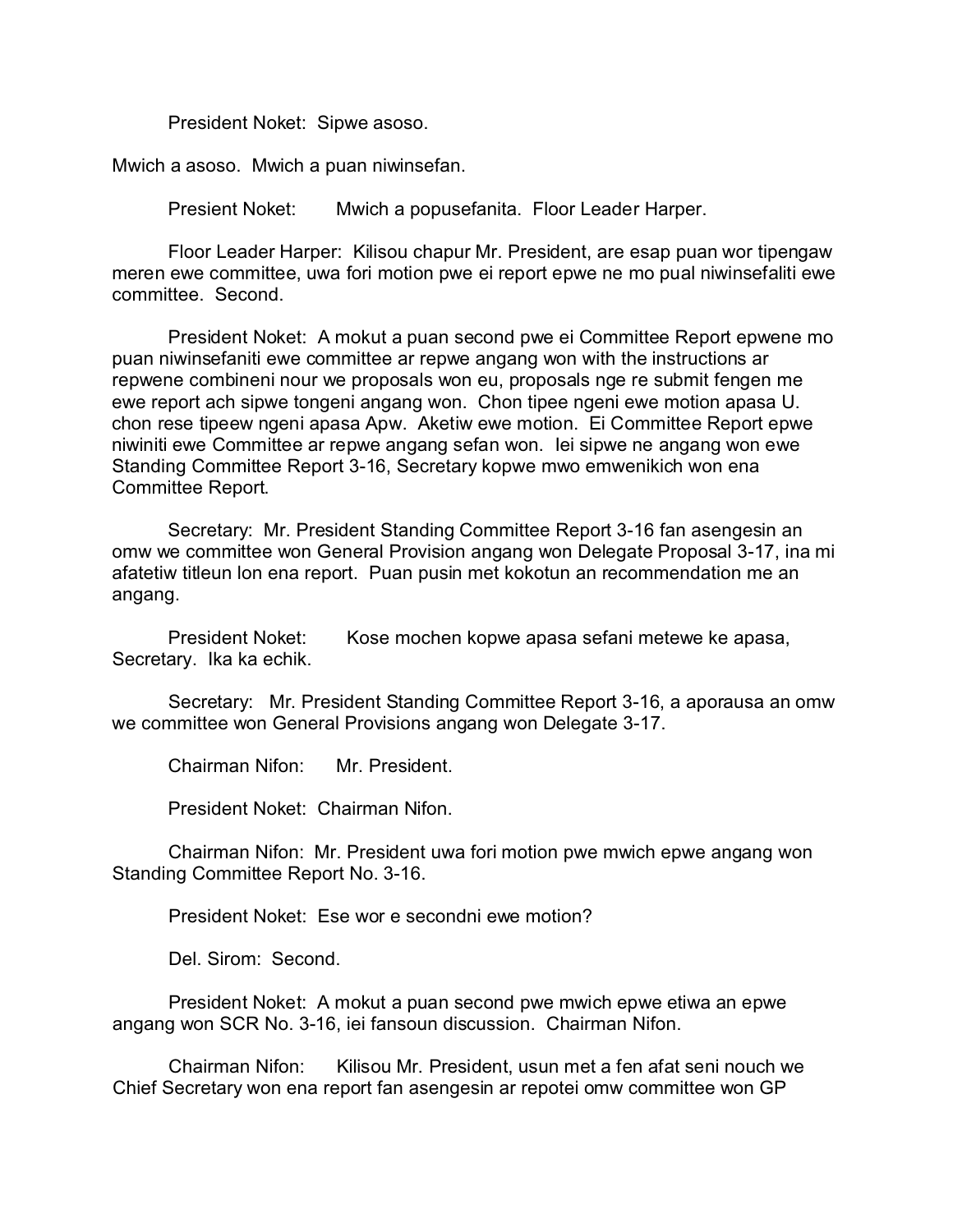President Noket: Sipwe asoso.

Mwich a asoso. Mwich a puan niwinsefan.

Presient Noket: Mwich a popusefanita. Floor Leader Harper.

Floor Leader Harper: Kilisou chapur Mr. President, are esap puan wor tipengaw meren ewe committee, uwa fori motion pwe ei report epwe ne mo pual niwinsefaliti ewe committee. Second.

President Noket: A mokut a puan second pwe ei Committee Report epwene mo puan niwinsefaniti ewe committee ar repwe angang won with the instructions ar repwene combineni nour we proposals won eu, proposals nge re submit fengen me ewe report ach sipwe tongeni angang won. Chon tipee ngeni ewe motion apasa U. chon rese tipeew ngeni apasa Apw. Aketiw ewe motion. Ei Committee Report epwe niwiniti ewe Committee ar repwe angang sefan won. Iei sipwe ne angang won ewe Standing Committee Report 3-16, Secretary kopwe mwo emwenikich won ena Committee Report.

Secretary: Mr. President Standing Committee Report 3-16 fan asengesin an omw we committee won General Provision angang won Delegate Proposal 3-17, ina mi afatetiw titleun lon ena report. Puan pusin met kokotun an recommendation me an angang.

President Noket: Kose mochen kopwe apasa sefani metewe ke apasa, Secretary. Ika ka echik.

Secretary: Mr. President Standing Committee Report 3-16, a aporausa an omw we committee won General Provisions angang won Delegate 3-17.

Chairman Nifon: Mr. President.

President Noket: Chairman Nifon.

Chairman Nifon: Mr. President uwa fori motion pwe mwich epwe angang won Standing Committee Report No. 3-16.

President Noket: Ese wor e secondni ewe motion?

Del. Sirom: Second.

President Noket: A mokut a puan second pwe mwich epwe etiwa an epwe angang won SCR No. 3-16, iei fansoun discussion. Chairman Nifon.

Chairman Nifon: Kilisou Mr. President, usun met a fen afat seni nouch we Chief Secretary won ena report fan asengesin ar repotei omw committee won GP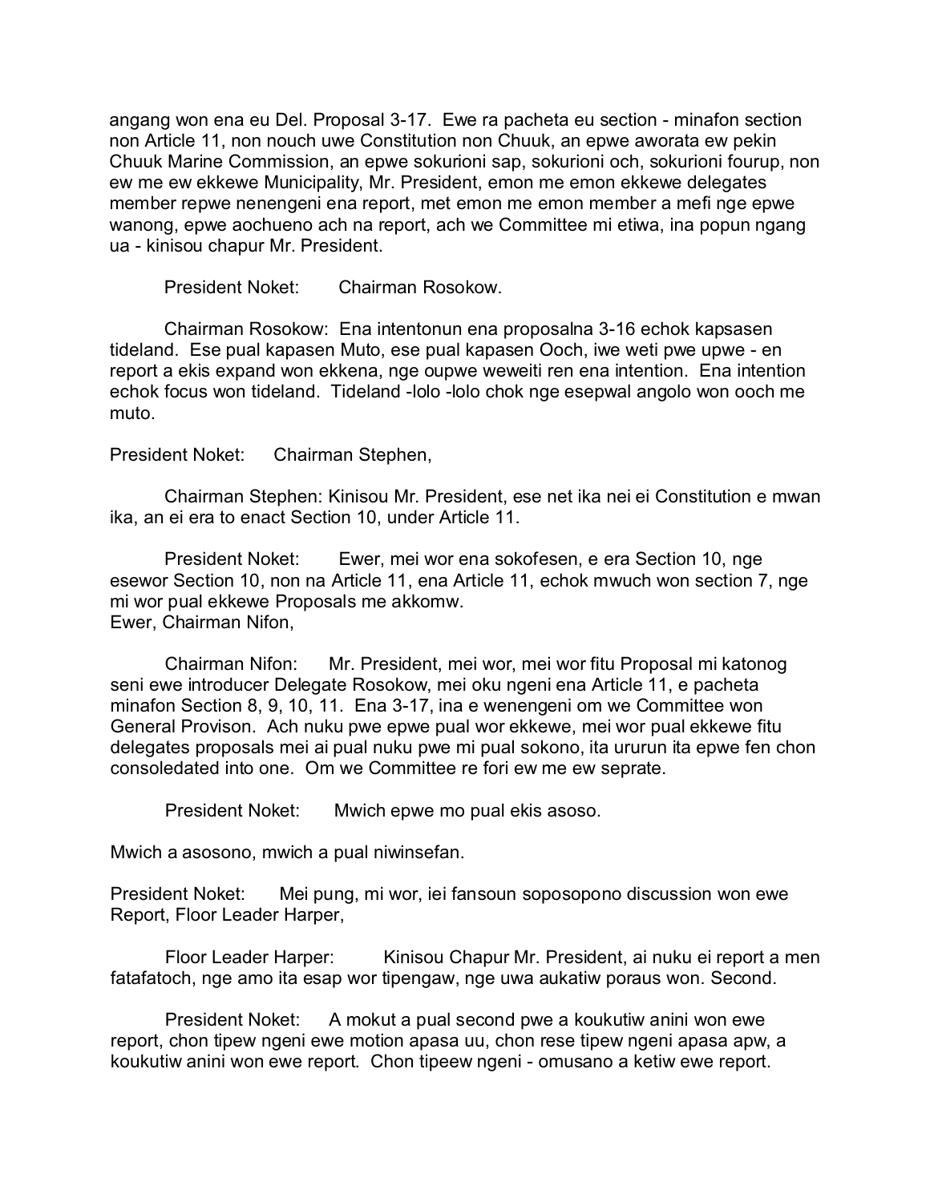angang won ena eu Del. Proposal 3-17. Ewe ra pacheta eu section - minafon section non Article 11, non nouch uwe Constitution non Chuuk, an epwe aworata ew pekin Chuuk Marine Commission, an epwe sokurioni sap, sokurioni och, sokurioni fourup, non ew me ew ekkewe Municipality, Mr. President, emon me emon ekkewe delegates member repwe nenengeni ena report, met emon me emon member a mefi nge epwe wanong, epwe aochueno ach na report, ach we Committee mi etiwa, ina popun ngang ua - kinisou chapur Mr. President.

President Noket: Chairman Rosokow.

Chairman Rosokow: Ena intentonun ena proposalna 3-16 echok kapsasen tideland. Ese pual kapasen Muto, ese pual kapasen Ooch, iwe weti pwe upwe - en report a ekis expand won ekkena, nge oupwe weweiti ren ena intention. Ena intention echok focus won tideland. Tideland -lolo -lolo chok nge esepwal angolo won ooch me muto.

President Noket: Chairman Stephen,

Chairman Stephen: Kinisou Mr. President, ese net ika nei ei Constitution e mwan ika, an ei era to enact Section 10, under Article 11.

President Noket: Ewer, mei wor ena sokofesen, e era Section 10, nge esewor Section 10, non na Article 11, ena Article 11, echok mwuch won section 7, nge mi wor pual ekkewe Proposals me akkomw.
Ewer, Chairman Nifon,

Chairman Nifon: Mr. President, mei wor, mei wor fitu Proposal mi katonog seni ewe introducer Delegate Rosokow, mei oku ngeni ena Article 11, e pacheta minafon Section 8, 9, 10, 11. Ena 3-17, ina e wenengeni om we Committee won General Provison. Ach nuku pwe epwe pual wor ekkewe, mei wor pual ekkewe fitu delegates proposals mei ai pual nuku pwe mi pual sokono, ita ururun ita epwe fen chon consoledated into one. Om we Committee re fori ew me ew seprate.

President Noket: Mwich epwe mo pual ekis asoso.

Mwich a asosono, mwich a pual niwinsefan.

President Noket: Mei pung, mi wor, iei fansoun soposopono discussion won ewe Report, Floor Leader Harper,

Floor Leader Harper: Kinisou Chapur Mr. President, ai nuku ei report a men fatafatoch, nge amo ita esap wor tipengaw, nge uwa aukatiw poraus won. Second.

President Noket: A mokut a pual second pwe a koukutiw anini won ewe report, chon tipew ngeni ewe motion apasa uu, chon rese tipew ngeni apasa apw, a koukutiw anini won ewe report. Chon tipeew ngeni - omusano a ketiw ewe report.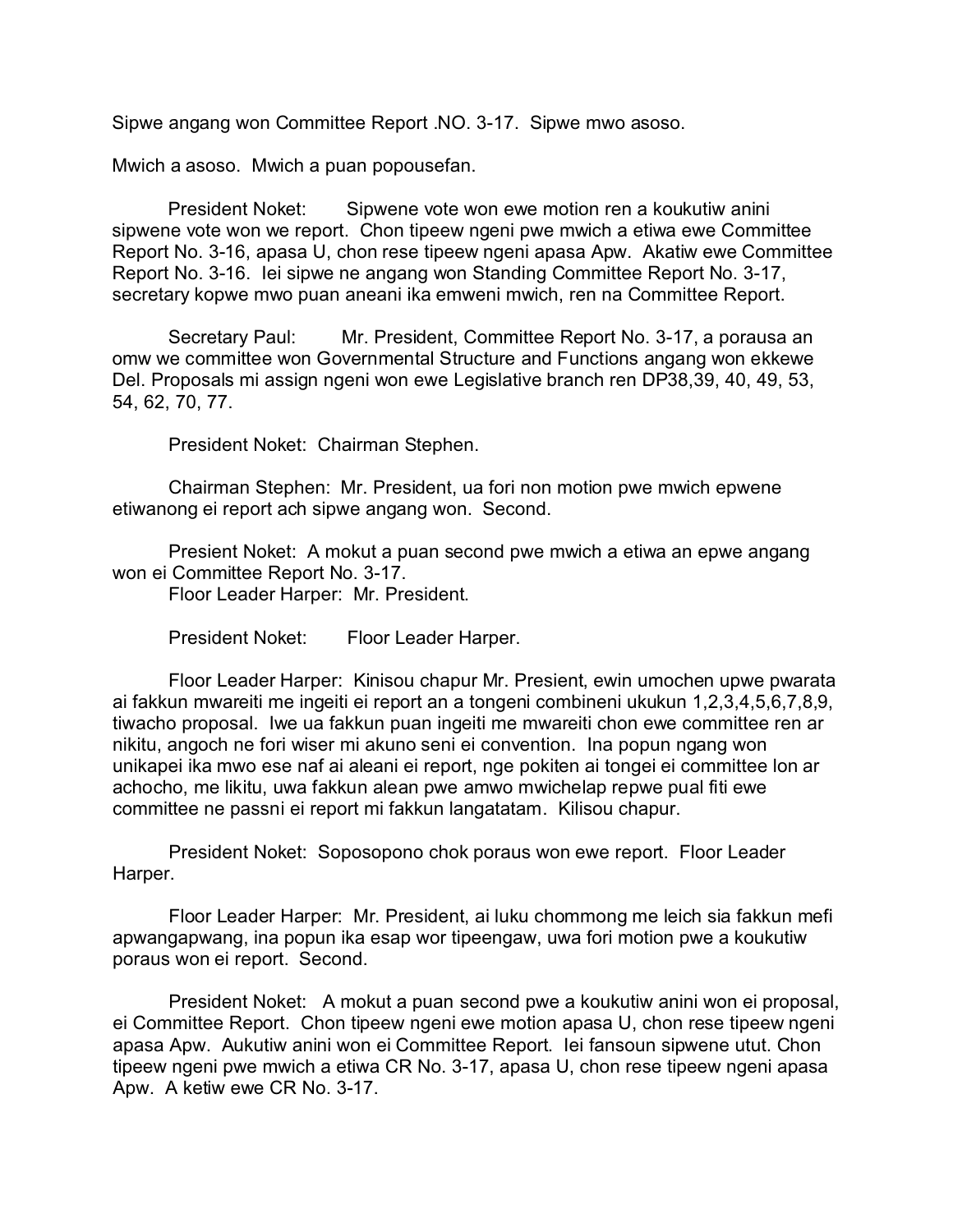Sipwe angang won Committee Report .NO. 3-17. Sipwe mwo asoso.

Mwich a asoso. Mwich a puan popousefan.

President Noket: Sipwene vote won ewe motion ren a koukutiw anini sipwene vote won we report. Chon tipeew ngeni pwe mwich a etiwa ewe Committee Report No. 3-16, apasa U, chon rese tipeew ngeni apasa Apw. Akatiw ewe Committee Report No. 3-16. Iei sipwe ne angang won Standing Committee Report No. 3-17, secretary kopwe mwo puan aneani ika emweni mwich, ren na Committee Report.

Secretary Paul: Mr. President, Committee Report No. 3-17, a porausa an omw we committee won Governmental Structure and Functions angang won ekkewe Del. Proposals mi assign ngeni won ewe Legislative branch ren DP38,39, 40, 49, 53, 54, 62, 70, 77.

President Noket: Chairman Stephen.

Chairman Stephen: Mr. President, ua fori non motion pwe mwich epwene etiwanong ei report ach sipwe angang won. Second.

Presient Noket: A mokut a puan second pwe mwich a etiwa an epwe angang won ei Committee Report No. 3-17.

Floor Leader Harper: Mr. President.

President Noket: Floor Leader Harper.

Floor Leader Harper: Kinisou chapur Mr. Presient, ewin umochen upwe pwarata ai fakkun mwareiti me ingeiti ei report an a tongeni combineni ukukun 1,2,3,4,5,6,7,8,9, tiwacho proposal. Iwe ua fakkun puan ingeiti me mwareiti chon ewe committee ren ar nikitu, angoch ne fori wiser mi akuno seni ei convention. Ina popun ngang won unikapei ika mwo ese naf ai aleani ei report, nge pokiten ai tongei ei committee lon ar achocho, me likitu, uwa fakkun alean pwe amwo mwichelap repwe pual fiti ewe committee ne passni ei report mi fakkun langatatam. Kilisou chapur.

President Noket: Soposopono chok poraus won ewe report. Floor Leader Harper.

Floor Leader Harper: Mr. President, ai luku chommong me leich sia fakkun mefi apwangapwang, ina popun ika esap wor tipeengaw, uwa fori motion pwe a koukutiw poraus won ei report. Second.

President Noket: A mokut a puan second pwe a koukutiw anini won ei proposal, ei Committee Report. Chon tipeew ngeni ewe motion apasa U, chon rese tipeew ngeni apasa Apw. Aukutiw anini won ei Committee Report. Iei fansoun sipwene utut. Chon tipeew ngeni pwe mwich a etiwa CR No. 3-17, apasa U, chon rese tipeew ngeni apasa Apw. A ketiw ewe CR No. 3-17.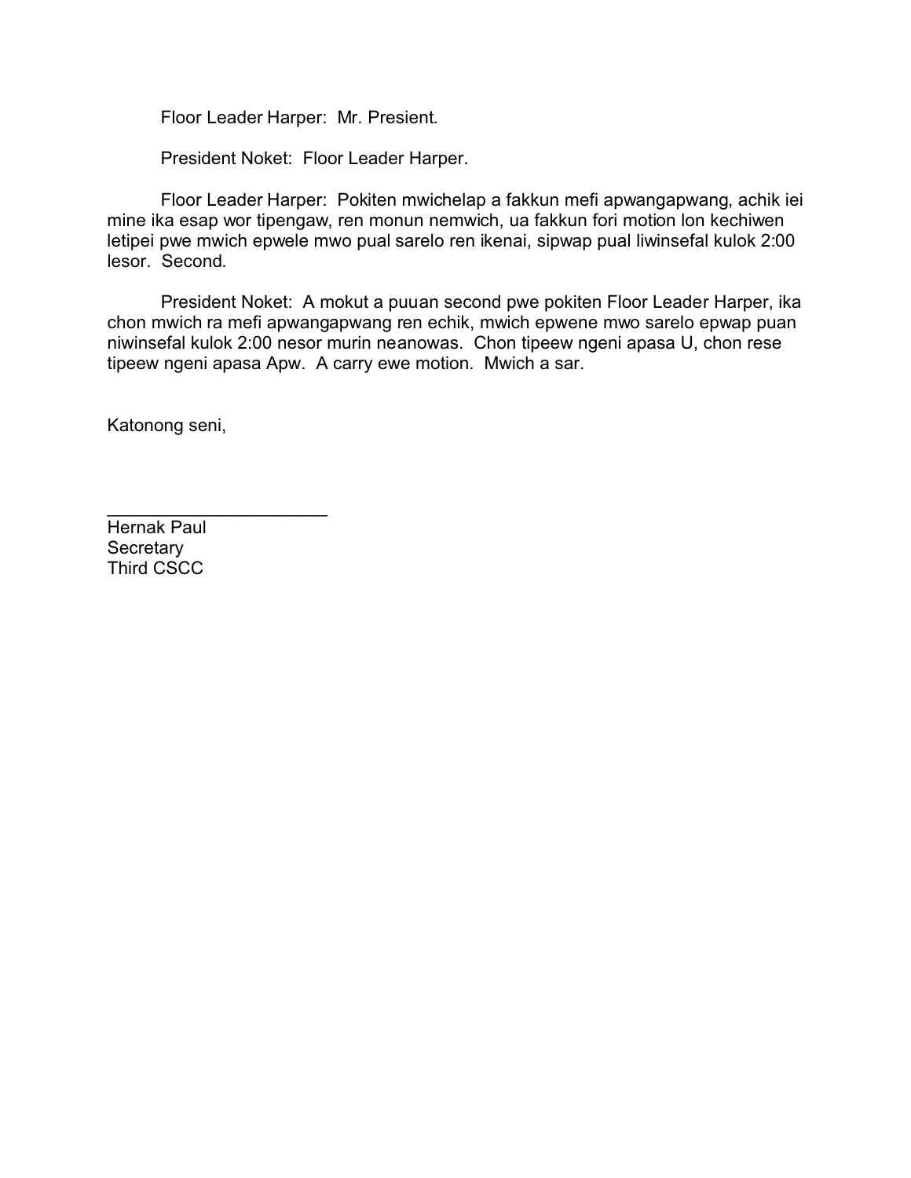Floor Leader Harper: Mr. Presient.

President Noket: Floor Leader Harper.

Floor Leader Harper: Pokiten mwichelap a fakkun mefi apwangapwang, achik iei mine ika esap wor tipengaw, ren monun nemwich, ua fakkun fori motion lon kechiwen letipei pwe mwich epwele mwo pual sarelo ren ikenai, sipwap pual liwinsefal kulok 2:00 lesor. Second.

President Noket: A mokut a puuan second pwe pokiten Floor Leader Harper, ika chon mwich ra mefi apwangapwang ren echik, mwich epwene mwo sarelo epwap puan niwinsefal kulok 2:00 nesor murin neanowas. Chon tipeew ngeni apasa U, chon rese tipeew ngeni apasa Apw. A carry ewe motion. Mwich a sar.

Katonong seni,

_______________________

Hernak Paul
Secretary
Third CSCC